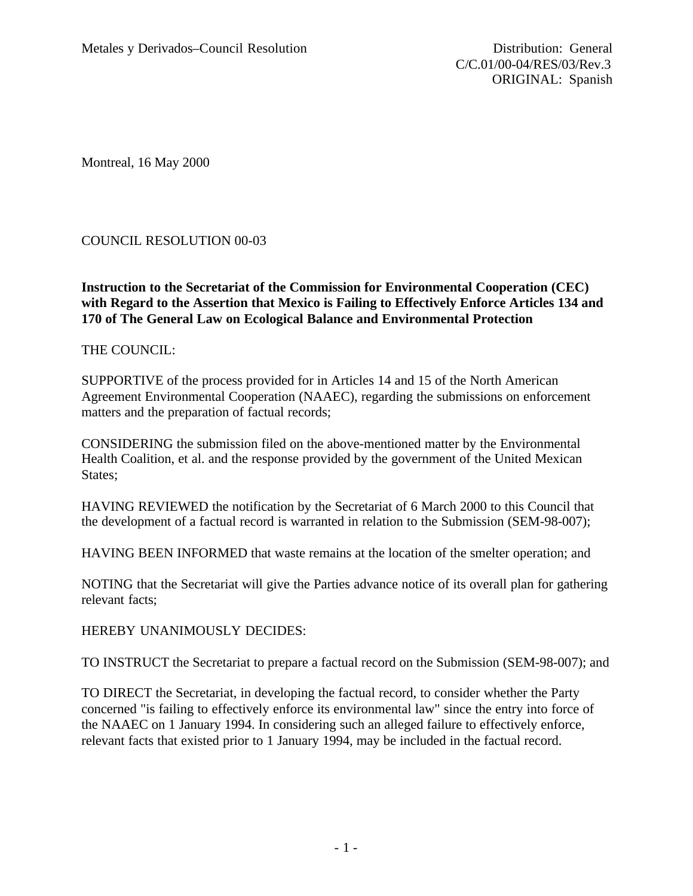Metales y Derivados–Council Resolution

Distribution: General
C/C.01/00-04/RES/03/Rev.3
ORIGINAL: Spanish

Montreal, 16 May 2000

COUNCIL RESOLUTION 00-03

**Instruction to the Secretariat of the Commission for Environmental Cooperation (CEC) with Regard to the Assertion that Mexico is Failing to Effectively Enforce Articles 134 and 170 of The General Law on Ecological Balance and Environmental Protection**

THE COUNCIL:

SUPPORTIVE of the process provided for in Articles 14 and 15 of the North American Agreement Environmental Cooperation (NAAEC), regarding the submissions on enforcement matters and the preparation of factual records;

CONSIDERING the submission filed on the above-mentioned matter by the Environmental Health Coalition, et al. and the response provided by the government of the United Mexican States;

HAVING REVIEWED the notification by the Secretariat of 6 March 2000 to this Council that the development of a factual record is warranted in relation to the Submission (SEM-98-007);

HAVING BEEN INFORMED that waste remains at the location of the smelter operation; and

NOTING that the Secretariat will give the Parties advance notice of its overall plan for gathering relevant facts;

HEREBY UNANIMOUSLY DECIDES:

TO INSTRUCT the Secretariat to prepare a factual record on the Submission (SEM-98-007); and

TO DIRECT the Secretariat, in developing the factual record, to consider whether the Party concerned "is failing to effectively enforce its environmental law" since the entry into force of the NAAEC on 1 January 1994. In considering such an alleged failure to effectively enforce, relevant facts that existed prior to 1 January 1994, may be included in the factual record.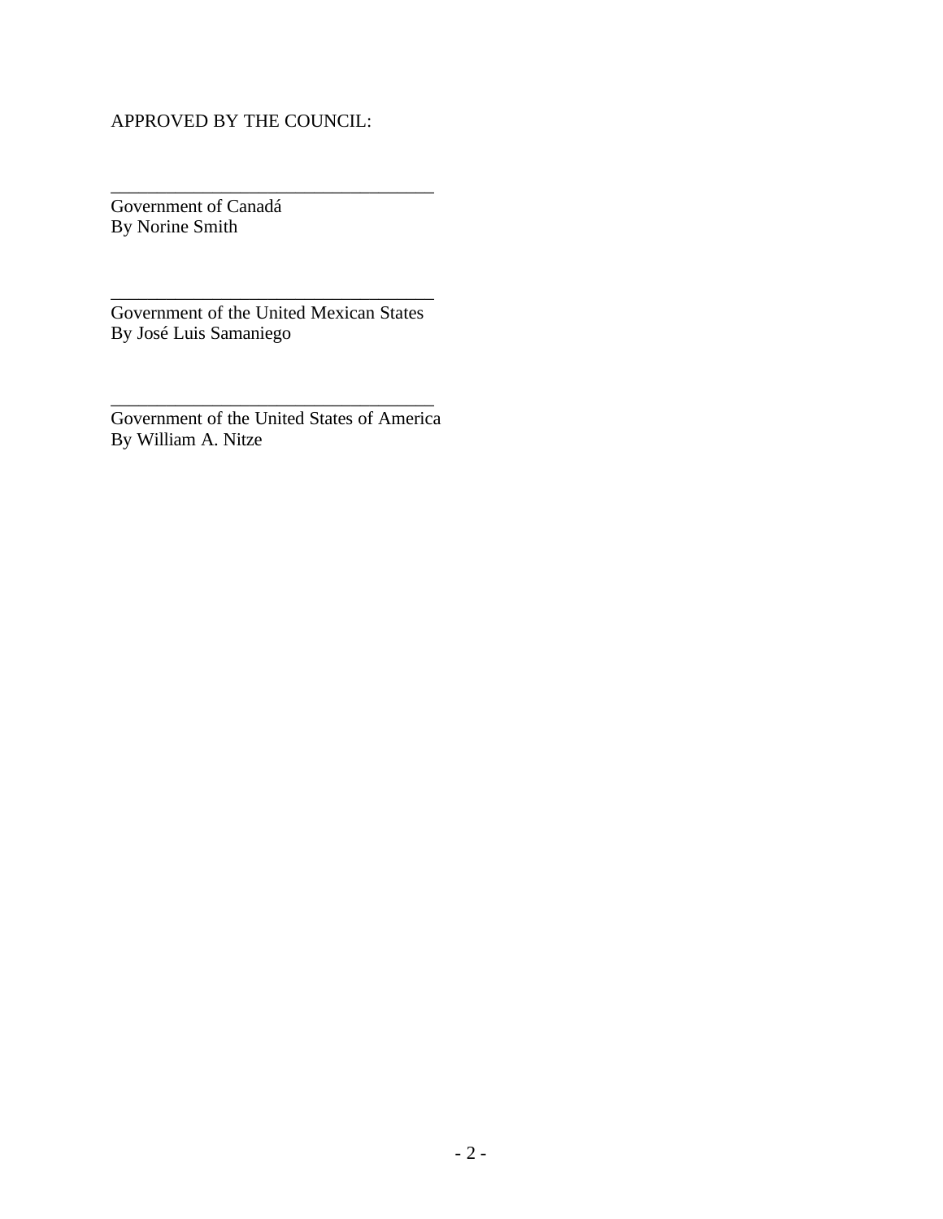APPROVED BY THE COUNCIL:

\_\_\_\_\_\_\_\_\_\_\_\_\_\_\_\_\_\_\_\_\_\_\_\_\_\_\_\_\_\_\_\_\_\_\_

Government of Canadá
By Norine Smith

\_\_\_\_\_\_\_\_\_\_\_\_\_\_\_\_\_\_\_\_\_\_\_\_\_\_\_\_\_\_\_\_\_\_\_

Government of the United Mexican States
By José Luis Samaniego

\_\_\_\_\_\_\_\_\_\_\_\_\_\_\_\_\_\_\_\_\_\_\_\_\_\_\_\_\_\_\_\_\_\_\_

Government of the United States of America
By William A. Nitze